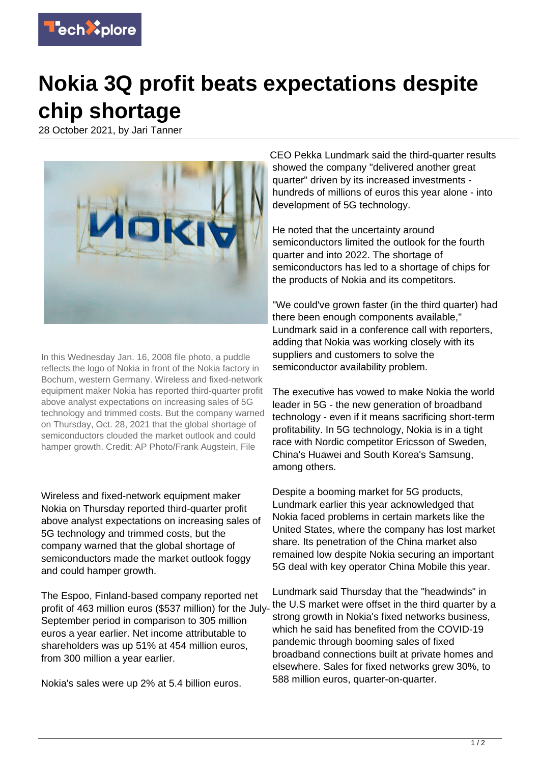# Nokia 3Q profit beats expectations despite chip shortage

28 October 2021, by Jari Tanner

In this Wednesday Jan. 16, 2008 file photo, a puddle reflects the logo of Nokia in front of the Nokia factory in Bochum, western Germany. Wireless and fixed-network equipment maker Nokia has reported third-quarter profit above analyst expectations on increasing sales of 5G technology and trimmed costs. But the company warned on Thursday, Oct. 28, 2021 that the global shortage of semiconductors clouded the market outlook and could hamper growth. Credit: AP Photo/Frank Augstein, File

Wireless and fixed-network equipment maker Nokia on Thursday reported third-quarter profit above analyst expectations on increasing sales of 5G technology and trimmed costs, but the company warned that the global shortage of semiconductors made the market outlook foggy and could hamper growth.

The Espoo, Finland-based company reported net profit of 463 million euros ($537 million) for the July-September period in comparison to 305 million euros a year earlier. Net income attributable to shareholders was up 51% at 454 million euros, from 300 million a year earlier.

Nokia's sales were up 2% at 5.4 billion euros.

CEO Pekka Lundmark said the third-quarter results showed the company "delivered another great quarter" driven by its increased investments - hundreds of millions of euros this year alone - into development of 5G technology.

He noted that the uncertainty around semiconductors limited the outlook for the fourth quarter and into 2022. The shortage of semiconductors has led to a shortage of chips for the products of Nokia and its competitors.

"We could've grown faster (in the third quarter) had there been enough components available," Lundmark said in a conference call with reporters, adding that Nokia was working closely with its suppliers and customers to solve the semiconductor availability problem.

The executive has vowed to make Nokia the world leader in 5G - the new generation of broadband technology - even if it means sacrificing short-term profitability. In 5G technology, Nokia is in a tight race with Nordic competitor Ericsson of Sweden, China's Huawei and South Korea's Samsung, among others.

Despite a booming market for 5G products, Lundmark earlier this year acknowledged that Nokia faced problems in certain markets like the United States, where the company has lost market share. Its penetration of the China market also remained low despite Nokia securing an important 5G deal with key operator China Mobile this year.

Lundmark said Thursday that the "headwinds" in the U.S market were offset in the third quarter by a strong growth in Nokia's fixed networks business, which he said has benefited from the COVID-19 pandemic through booming sales of fixed broadband connections built at private homes and elsewhere. Sales for fixed networks grew 30%, to 588 million euros, quarter-on-quarter.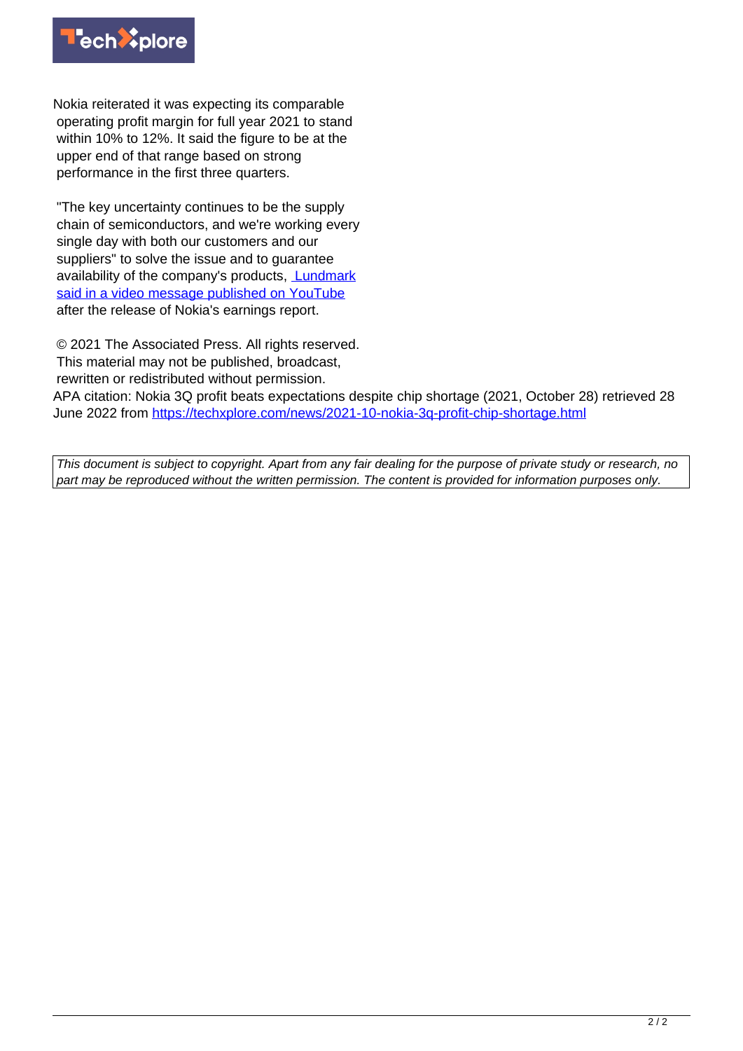Nokia reiterated it was expecting its comparable operating profit margin for full year 2021 to stand within 10% to 12%. It said the figure to be at the upper end of that range based on strong performance in the first three quarters.

"The key uncertainty continues to be the supply chain of semiconductors, and we're working every single day with both our customers and our suppliers" to solve the issue and to guarantee availability of the company's products, Lundmark said in a video message published on YouTube after the release of Nokia's earnings report.

© 2021 The Associated Press. All rights reserved. This material may not be published, broadcast, rewritten or redistributed without permission.

APA citation: Nokia 3Q profit beats expectations despite chip shortage (2021, October 28) retrieved 28 June 2022 from https://techxplore.com/news/2021-10-nokia-3q-profit-chip-shortage.html

*This document is subject to copyright. Apart from any fair dealing for the purpose of private study or research, no part may be reproduced without the written permission. The content is provided for information purposes only.*